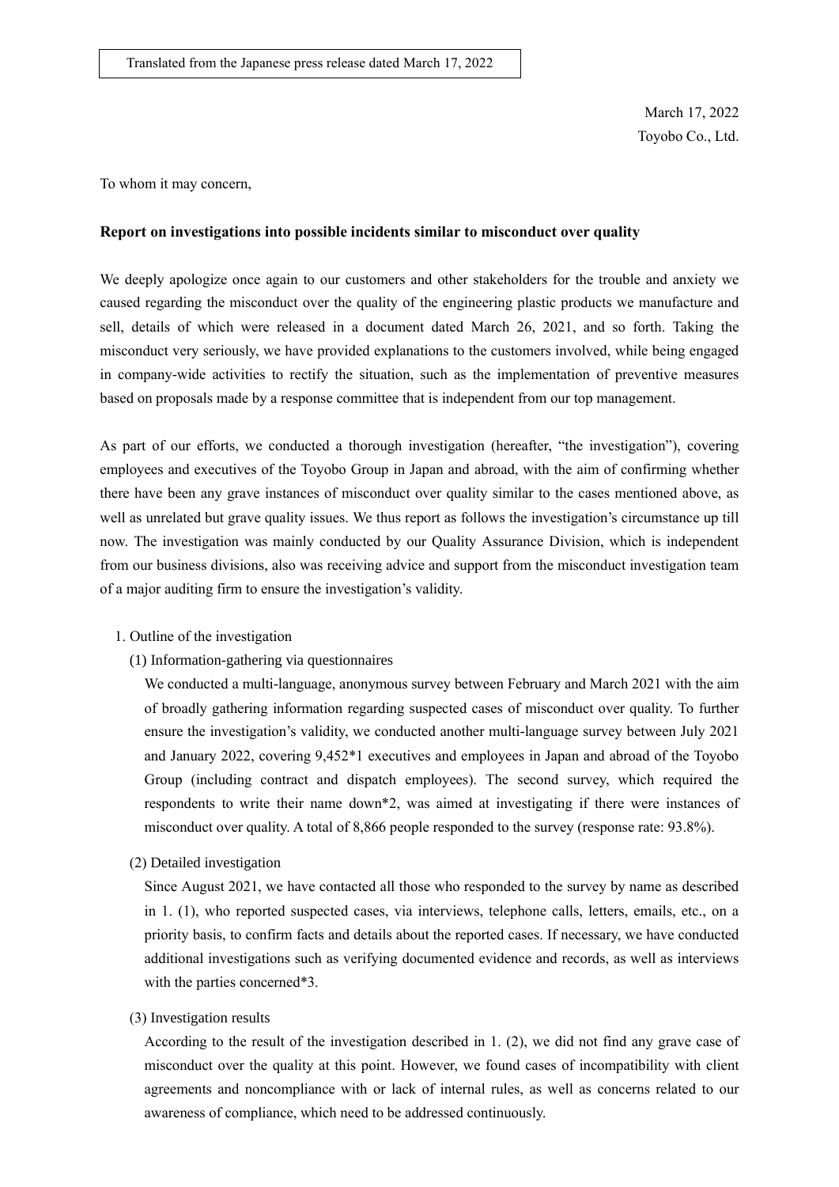Translated from the Japanese press release dated March 17, 2022

March 17, 2022
Toyobo Co., Ltd.

To whom it may concern,

**Report on investigations into possible incidents similar to misconduct over quality**

We deeply apologize once again to our customers and other stakeholders for the trouble and anxiety we caused regarding the misconduct over the quality of the engineering plastic products we manufacture and sell, details of which were released in a document dated March 26, 2021, and so forth. Taking the misconduct very seriously, we have provided explanations to the customers involved, while being engaged in company-wide activities to rectify the situation, such as the implementation of preventive measures based on proposals made by a response committee that is independent from our top management.

As part of our efforts, we conducted a thorough investigation (hereafter, "the investigation"), covering employees and executives of the Toyobo Group in Japan and abroad, with the aim of confirming whether there have been any grave instances of misconduct over quality similar to the cases mentioned above, as well as unrelated but grave quality issues. We thus report as follows the investigation's circumstance up till now. The investigation was mainly conducted by our Quality Assurance Division, which is independent from our business divisions, also was receiving advice and support from the misconduct investigation team of a major auditing firm to ensure the investigation's validity.

1. Outline of the investigation

   (1) Information-gathering via questionnaires

   We conducted a multi-language, anonymous survey between February and March 2021 with the aim of broadly gathering information regarding suspected cases of misconduct over quality. To further ensure the investigation's validity, we conducted another multi-language survey between July 2021 and January 2022, covering 9,452*1 executives and employees in Japan and abroad of the Toyobo Group (including contract and dispatch employees). The second survey, which required the respondents to write their name down*2, was aimed at investigating if there were instances of misconduct over quality. A total of 8,866 people responded to the survey (response rate: 93.8%).

   (2) Detailed investigation

   Since August 2021, we have contacted all those who responded to the survey by name as described in 1. (1), who reported suspected cases, via interviews, telephone calls, letters, emails, etc., on a priority basis, to confirm facts and details about the reported cases. If necessary, we have conducted additional investigations such as verifying documented evidence and records, as well as interviews with the parties concerned*3.

   (3) Investigation results

   According to the result of the investigation described in 1. (2), we did not find any grave case of misconduct over the quality at this point. However, we found cases of incompatibility with client agreements and noncompliance with or lack of internal rules, as well as concerns related to our awareness of compliance, which need to be addressed continuously.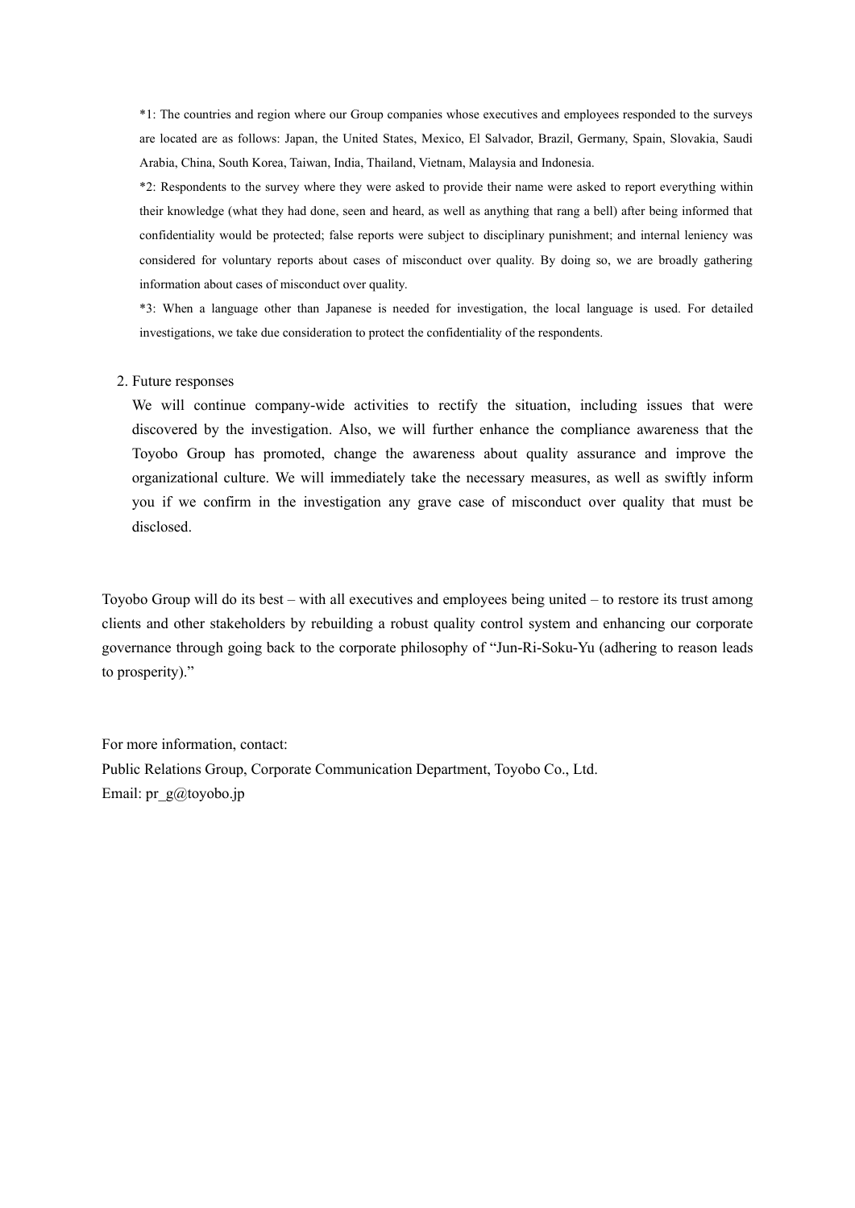*1: The countries and region where our Group companies whose executives and employees responded to the surveys are located are as follows: Japan, the United States, Mexico, El Salvador, Brazil, Germany, Spain, Slovakia, Saudi Arabia, China, South Korea, Taiwan, India, Thailand, Vietnam, Malaysia and Indonesia.

*2: Respondents to the survey where they were asked to provide their name were asked to report everything within their knowledge (what they had done, seen and heard, as well as anything that rang a bell) after being informed that confidentiality would be protected; false reports were subject to disciplinary punishment; and internal leniency was considered for voluntary reports about cases of misconduct over quality. By doing so, we are broadly gathering information about cases of misconduct over quality.

*3: When a language other than Japanese is needed for investigation, the local language is used. For detailed investigations, we take due consideration to protect the confidentiality of the respondents.

2. Future responses

We will continue company-wide activities to rectify the situation, including issues that were discovered by the investigation. Also, we will further enhance the compliance awareness that the Toyobo Group has promoted, change the awareness about quality assurance and improve the organizational culture. We will immediately take the necessary measures, as well as swiftly inform you if we confirm in the investigation any grave case of misconduct over quality that must be disclosed.

Toyobo Group will do its best – with all executives and employees being united – to restore its trust among clients and other stakeholders by rebuilding a robust quality control system and enhancing our corporate governance through going back to the corporate philosophy of "Jun-Ri-Soku-Yu (adhering to reason leads to prosperity)."

For more information, contact:
Public Relations Group, Corporate Communication Department, Toyobo Co., Ltd.
Email: pr_g@toyobo.jp